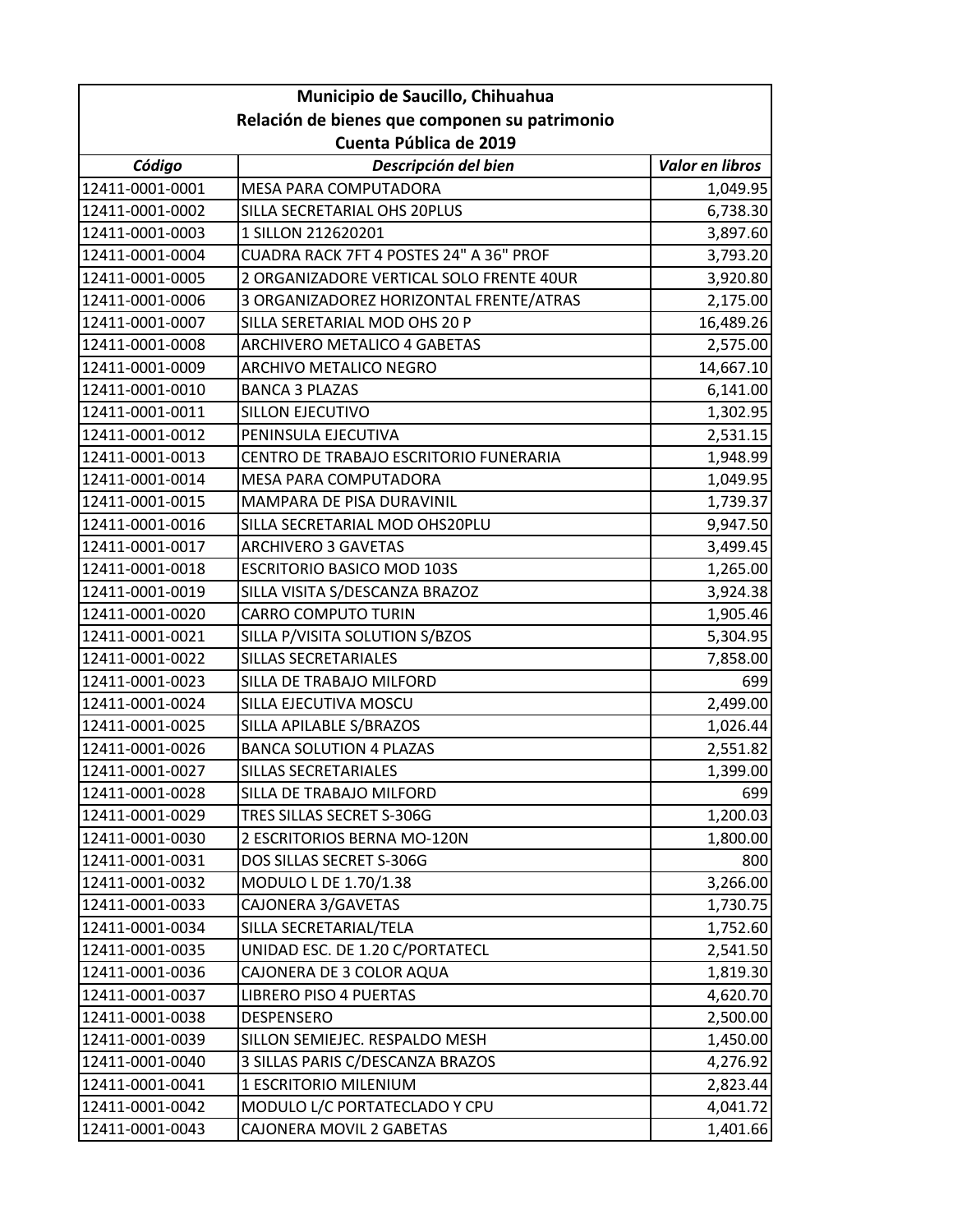| Municipio de Saucillo, Chihuahua | | |
|---|---|---|
| Relación de bienes que componen su patrimonio | | |
| Cuenta Pública de 2019 | | |
| ***Código*** | ***Descripción del bien*** | ***Valor en libros*** |
| 12411-0001-0001 | MESA PARA COMPUTADORA | 1,049.95 |
| 12411-0001-0002 | SILLA SECRETARIAL OHS 20PLUS | 6,738.30 |
| 12411-0001-0003 | 1 SILLON 212620201 | 3,897.60 |
| 12411-0001-0004 | CUADRA RACK 7FT 4 POSTES 24" A 36" PROF | 3,793.20 |
| 12411-0001-0005 | 2 ORGANIZADORE VERTICAL SOLO FRENTE 40UR | 3,920.80 |
| 12411-0001-0006 | 3 ORGANIZADOREZ HORIZONTAL FRENTE/ATRAS | 2,175.00 |
| 12411-0001-0007 | SILLA SERETARIAL MOD OHS 20 P | 16,489.26 |
| 12411-0001-0008 | ARCHIVERO METALICO 4 GABETAS | 2,575.00 |
| 12411-0001-0009 | ARCHIVO METALICO NEGRO | 14,667.10 |
| 12411-0001-0010 | BANCA 3 PLAZAS | 6,141.00 |
| 12411-0001-0011 | SILLON EJECUTIVO | 1,302.95 |
| 12411-0001-0012 | PENINSULA EJECUTIVA | 2,531.15 |
| 12411-0001-0013 | CENTRO DE TRABAJO ESCRITORIO FUNERARIA | 1,948.99 |
| 12411-0001-0014 | MESA PARA COMPUTADORA | 1,049.95 |
| 12411-0001-0015 | MAMPARA DE PISA DURAVINIL | 1,739.37 |
| 12411-0001-0016 | SILLA SECRETARIAL MOD OHS20PLU | 9,947.50 |
| 12411-0001-0017 | ARCHIVERO 3 GAVETAS | 3,499.45 |
| 12411-0001-0018 | ESCRITORIO BASICO MOD 103S | 1,265.00 |
| 12411-0001-0019 | SILLA VISITA S/DESCANZA BRAZOZ | 3,924.38 |
| 12411-0001-0020 | CARRO COMPUTO TURIN | 1,905.46 |
| 12411-0001-0021 | SILLA P/VISITA SOLUTION S/BZOS | 5,304.95 |
| 12411-0001-0022 | SILLAS SECRETARIALES | 7,858.00 |
| 12411-0001-0023 | SILLA DE TRABAJO MILFORD | 699 |
| 12411-0001-0024 | SILLA EJECUTIVA MOSCU | 2,499.00 |
| 12411-0001-0025 | SILLA APILABLE S/BRAZOS | 1,026.44 |
| 12411-0001-0026 | BANCA SOLUTION 4 PLAZAS | 2,551.82 |
| 12411-0001-0027 | SILLAS SECRETARIALES | 1,399.00 |
| 12411-0001-0028 | SILLA DE TRABAJO MILFORD | 699 |
| 12411-0001-0029 | TRES SILLAS SECRET S-306G | 1,200.03 |
| 12411-0001-0030 | 2 ESCRITORIOS BERNA MO-120N | 1,800.00 |
| 12411-0001-0031 | DOS SILLAS SECRET S-306G | 800 |
| 12411-0001-0032 | MODULO L DE 1.70/1.38 | 3,266.00 |
| 12411-0001-0033 | CAJONERA 3/GAVETAS | 1,730.75 |
| 12411-0001-0034 | SILLA SECRETARIAL/TELA | 1,752.60 |
| 12411-0001-0035 | UNIDAD ESC. DE 1.20 C/PORTATECL | 2,541.50 |
| 12411-0001-0036 | CAJONERA DE 3 COLOR AQUA | 1,819.30 |
| 12411-0001-0037 | LIBRERO PISO 4 PUERTAS | 4,620.70 |
| 12411-0001-0038 | DESPENSERO | 2,500.00 |
| 12411-0001-0039 | SILLON SEMIEJEC. RESPALDO MESH | 1,450.00 |
| 12411-0001-0040 | 3 SILLAS PARIS C/DESCANZA BRAZOS | 4,276.92 |
| 12411-0001-0041 | 1 ESCRITORIO MILENIUM | 2,823.44 |
| 12411-0001-0042 | MODULO L/C PORTATECLADO Y CPU | 4,041.72 |
| 12411-0001-0043 | CAJONERA MOVIL 2 GABETAS | 1,401.66 |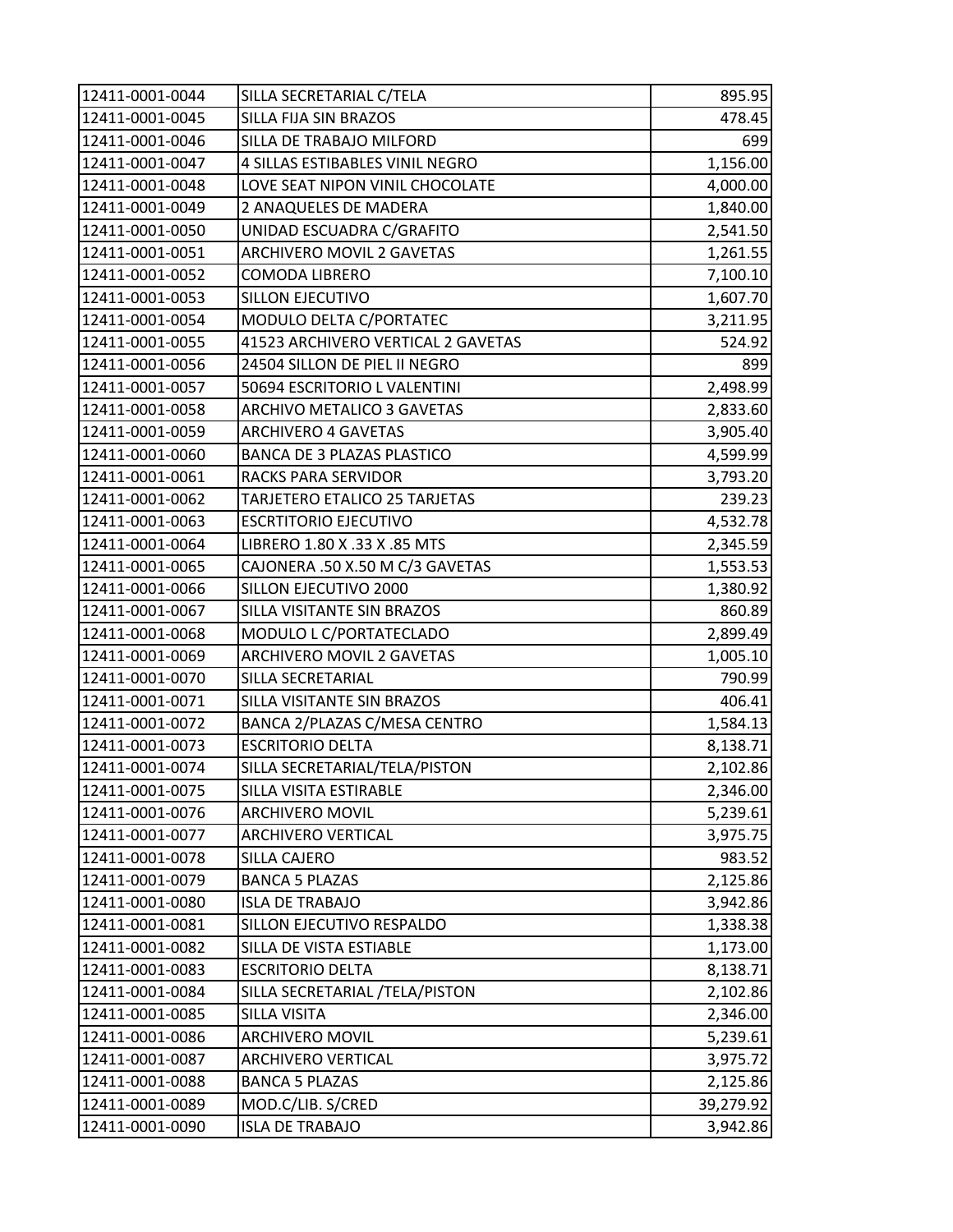| 12411-0001-0044 | SILLA SECRETARIAL C/TELA | 895.95 |
|---|---|---|
| 12411-0001-0045 | SILLA FIJA SIN BRAZOS | 478.45 |
| 12411-0001-0046 | SILLA DE TRABAJO MILFORD | 699 |
| 12411-0001-0047 | 4 SILLAS ESTIBABLES VINIL NEGRO | 1,156.00 |
| 12411-0001-0048 | LOVE SEAT NIPON VINIL CHOCOLATE | 4,000.00 |
| 12411-0001-0049 | 2 ANAQUELES DE MADERA | 1,840.00 |
| 12411-0001-0050 | UNIDAD ESCUADRA C/GRAFITO | 2,541.50 |
| 12411-0001-0051 | ARCHIVERO MOVIL 2 GAVETAS | 1,261.55 |
| 12411-0001-0052 | COMODA LIBRERO | 7,100.10 |
| 12411-0001-0053 | SILLON EJECUTIVO | 1,607.70 |
| 12411-0001-0054 | MODULO DELTA C/PORTATEC | 3,211.95 |
| 12411-0001-0055 | 41523 ARCHIVERO VERTICAL 2 GAVETAS | 524.92 |
| 12411-0001-0056 | 24504 SILLON DE PIEL II NEGRO | 899 |
| 12411-0001-0057 | 50694 ESCRITORIO L VALENTINI | 2,498.99 |
| 12411-0001-0058 | ARCHIVO METALICO 3 GAVETAS | 2,833.60 |
| 12411-0001-0059 | ARCHIVERO 4 GAVETAS | 3,905.40 |
| 12411-0001-0060 | BANCA DE 3 PLAZAS PLASTICO | 4,599.99 |
| 12411-0001-0061 | RACKS PARA SERVIDOR | 3,793.20 |
| 12411-0001-0062 | TARJETERO ETALICO 25 TARJETAS | 239.23 |
| 12411-0001-0063 | ESCRTITORIO EJECUTIVO | 4,532.78 |
| 12411-0001-0064 | LIBRERO 1.80 X .33 X .85 MTS | 2,345.59 |
| 12411-0001-0065 | CAJONERA .50 X.50 M C/3 GAVETAS | 1,553.53 |
| 12411-0001-0066 | SILLON EJECUTIVO 2000 | 1,380.92 |
| 12411-0001-0067 | SILLA VISITANTE SIN BRAZOS | 860.89 |
| 12411-0001-0068 | MODULO L C/PORTATECLADO | 2,899.49 |
| 12411-0001-0069 | ARCHIVERO MOVIL 2 GAVETAS | 1,005.10 |
| 12411-0001-0070 | SILLA SECRETARIAL | 790.99 |
| 12411-0001-0071 | SILLA VISITANTE SIN BRAZOS | 406.41 |
| 12411-0001-0072 | BANCA 2/PLAZAS C/MESA CENTRO | 1,584.13 |
| 12411-0001-0073 | ESCRITORIO DELTA | 8,138.71 |
| 12411-0001-0074 | SILLA SECRETARIAL/TELA/PISTON | 2,102.86 |
| 12411-0001-0075 | SILLA VISITA ESTIRABLE | 2,346.00 |
| 12411-0001-0076 | ARCHIVERO MOVIL | 5,239.61 |
| 12411-0001-0077 | ARCHIVERO VERTICAL | 3,975.75 |
| 12411-0001-0078 | SILLA CAJERO | 983.52 |
| 12411-0001-0079 | BANCA 5 PLAZAS | 2,125.86 |
| 12411-0001-0080 | ISLA DE TRABAJO | 3,942.86 |
| 12411-0001-0081 | SILLON EJECUTIVO RESPALDO | 1,338.38 |
| 12411-0001-0082 | SILLA DE VISTA ESTIABLE | 1,173.00 |
| 12411-0001-0083 | ESCRITORIO DELTA | 8,138.71 |
| 12411-0001-0084 | SILLA SECRETARIAL /TELA/PISTON | 2,102.86 |
| 12411-0001-0085 | SILLA VISITA | 2,346.00 |
| 12411-0001-0086 | ARCHIVERO MOVIL | 5,239.61 |
| 12411-0001-0087 | ARCHIVERO VERTICAL | 3,975.72 |
| 12411-0001-0088 | BANCA 5 PLAZAS | 2,125.86 |
| 12411-0001-0089 | MOD.C/LIB. S/CRED | 39,279.92 |
| 12411-0001-0090 | ISLA DE TRABAJO | 3,942.86 |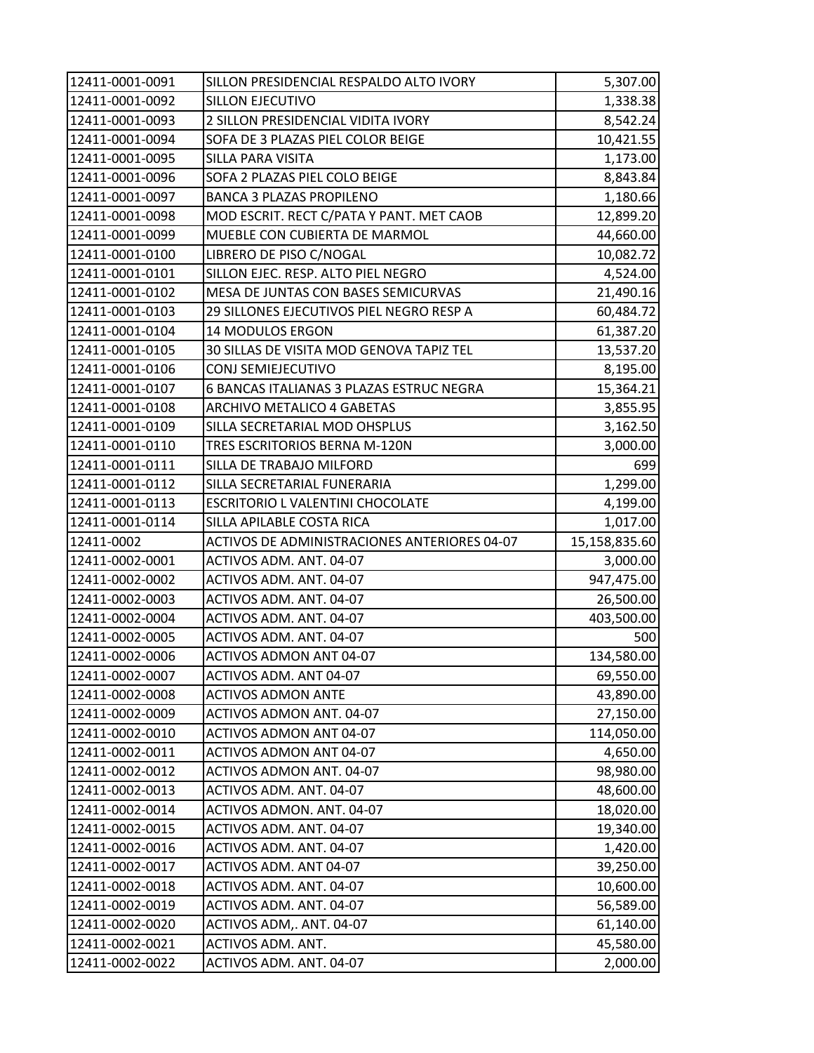| | | |
|---|---|---|
| 12411-0001-0091 | SILLON PRESIDENCIAL RESPALDO ALTO IVORY | 5,307.00 |
| 12411-0001-0092 | SILLON EJECUTIVO | 1,338.38 |
| 12411-0001-0093 | 2 SILLON PRESIDENCIAL VIDITA IVORY | 8,542.24 |
| 12411-0001-0094 | SOFA DE 3 PLAZAS PIEL COLOR BEIGE | 10,421.55 |
| 12411-0001-0095 | SILLA PARA VISITA | 1,173.00 |
| 12411-0001-0096 | SOFA 2 PLAZAS PIEL COLO BEIGE | 8,843.84 |
| 12411-0001-0097 | BANCA 3 PLAZAS PROPILENO | 1,180.66 |
| 12411-0001-0098 | MOD ESCRIT. RECT C/PATA Y PANT. MET CAOB | 12,899.20 |
| 12411-0001-0099 | MUEBLE CON CUBIERTA DE MARMOL | 44,660.00 |
| 12411-0001-0100 | LIBRERO DE PISO C/NOGAL | 10,082.72 |
| 12411-0001-0101 | SILLON EJEC. RESP. ALTO PIEL NEGRO | 4,524.00 |
| 12411-0001-0102 | MESA DE JUNTAS CON BASES SEMICURVAS | 21,490.16 |
| 12411-0001-0103 | 29 SILLONES EJECUTIVOS PIEL NEGRO RESP A | 60,484.72 |
| 12411-0001-0104 | 14 MODULOS ERGON | 61,387.20 |
| 12411-0001-0105 | 30 SILLAS DE VISITA MOD GENOVA TAPIZ TEL | 13,537.20 |
| 12411-0001-0106 | CONJ SEMIEJECUTIVO | 8,195.00 |
| 12411-0001-0107 | 6 BANCAS ITALIANAS 3 PLAZAS ESTRUC NEGRA | 15,364.21 |
| 12411-0001-0108 | ARCHIVO METALICO 4 GABETAS | 3,855.95 |
| 12411-0001-0109 | SILLA SECRETARIAL MOD OHSPLUS | 3,162.50 |
| 12411-0001-0110 | TRES ESCRITORIOS BERNA M-120N | 3,000.00 |
| 12411-0001-0111 | SILLA DE TRABAJO MILFORD | 699 |
| 12411-0001-0112 | SILLA SECRETARIAL FUNERARIA | 1,299.00 |
| 12411-0001-0113 | ESCRITORIO L VALENTINI CHOCOLATE | 4,199.00 |
| 12411-0001-0114 | SILLA APILABLE COSTA RICA | 1,017.00 |
| 12411-0002 | ACTIVOS DE ADMINISTRACIONES ANTERIORES 04-07 | 15,158,835.60 |
| 12411-0002-0001 | ACTIVOS ADM. ANT. 04-07 | 3,000.00 |
| 12411-0002-0002 | ACTIVOS ADM. ANT. 04-07 | 947,475.00 |
| 12411-0002-0003 | ACTIVOS ADM. ANT. 04-07 | 26,500.00 |
| 12411-0002-0004 | ACTIVOS ADM. ANT. 04-07 | 403,500.00 |
| 12411-0002-0005 | ACTIVOS ADM. ANT. 04-07 | 500 |
| 12411-0002-0006 | ACTIVOS ADMON ANT 04-07 | 134,580.00 |
| 12411-0002-0007 | ACTIVOS ADM. ANT 04-07 | 69,550.00 |
| 12411-0002-0008 | ACTIVOS ADMON ANTE | 43,890.00 |
| 12411-0002-0009 | ACTIVOS ADMON ANT. 04-07 | 27,150.00 |
| 12411-0002-0010 | ACTIVOS ADMON ANT 04-07 | 114,050.00 |
| 12411-0002-0011 | ACTIVOS ADMON ANT 04-07 | 4,650.00 |
| 12411-0002-0012 | ACTIVOS ADMON ANT. 04-07 | 98,980.00 |
| 12411-0002-0013 | ACTIVOS ADM. ANT. 04-07 | 48,600.00 |
| 12411-0002-0014 | ACTIVOS ADMON. ANT. 04-07 | 18,020.00 |
| 12411-0002-0015 | ACTIVOS ADM. ANT. 04-07 | 19,340.00 |
| 12411-0002-0016 | ACTIVOS ADM. ANT. 04-07 | 1,420.00 |
| 12411-0002-0017 | ACTIVOS ADM. ANT 04-07 | 39,250.00 |
| 12411-0002-0018 | ACTIVOS ADM. ANT. 04-07 | 10,600.00 |
| 12411-0002-0019 | ACTIVOS ADM. ANT. 04-07 | 56,589.00 |
| 12411-0002-0020 | ACTIVOS ADM,. ANT. 04-07 | 61,140.00 |
| 12411-0002-0021 | ACTIVOS ADM. ANT. | 45,580.00 |
| 12411-0002-0022 | ACTIVOS ADM. ANT. 04-07 | 2,000.00 |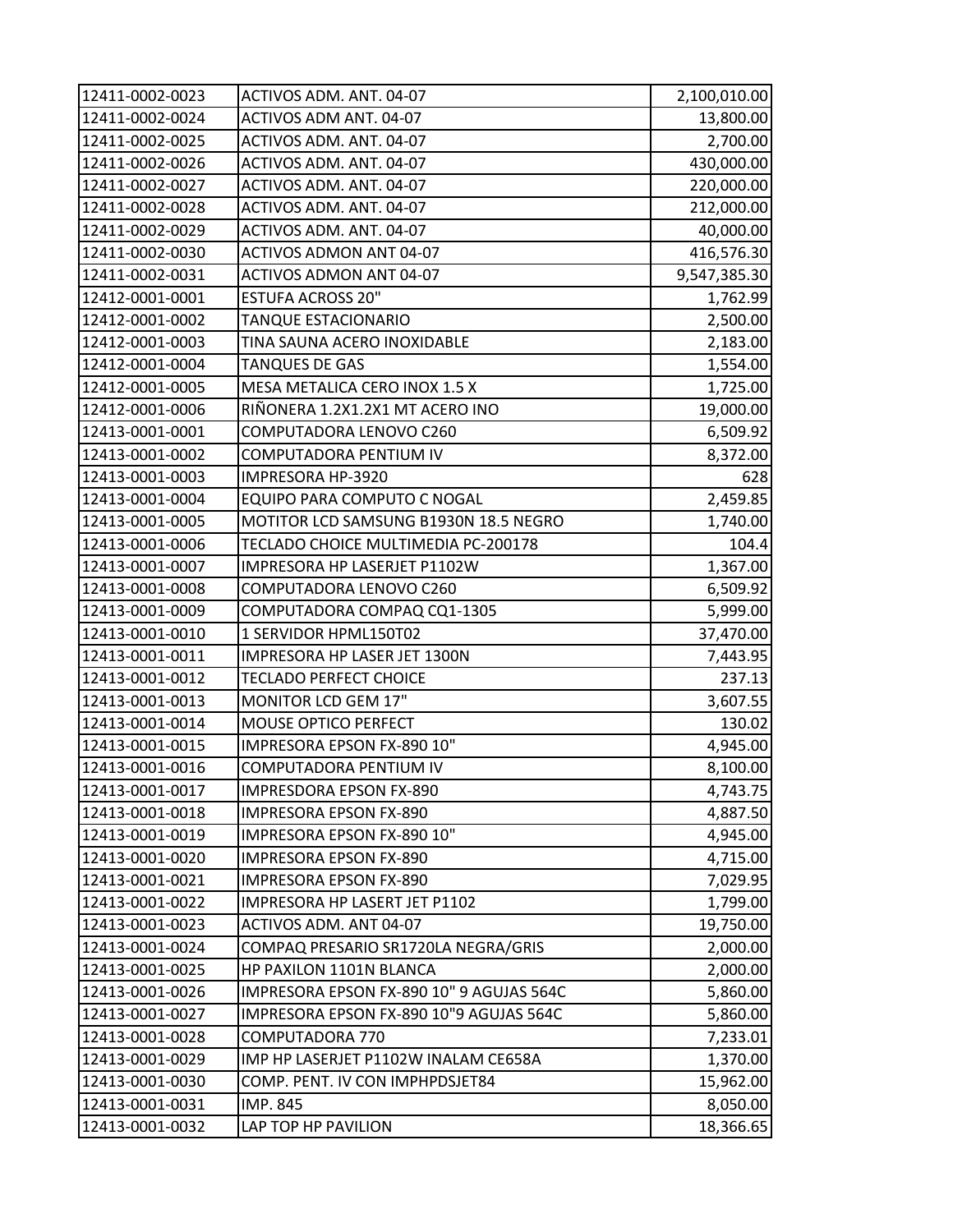| | | |
|---|---|---|
| 12411-0002-0023 | ACTIVOS ADM. ANT. 04-07 | 2,100,010.00 |
| 12411-0002-0024 | ACTIVOS ADM ANT. 04-07 | 13,800.00 |
| 12411-0002-0025 | ACTIVOS ADM. ANT. 04-07 | 2,700.00 |
| 12411-0002-0026 | ACTIVOS ADM. ANT. 04-07 | 430,000.00 |
| 12411-0002-0027 | ACTIVOS ADM. ANT. 04-07 | 220,000.00 |
| 12411-0002-0028 | ACTIVOS ADM. ANT. 04-07 | 212,000.00 |
| 12411-0002-0029 | ACTIVOS ADM. ANT. 04-07 | 40,000.00 |
| 12411-0002-0030 | ACTIVOS ADMON ANT 04-07 | 416,576.30 |
| 12411-0002-0031 | ACTIVOS ADMON ANT 04-07 | 9,547,385.30 |
| 12412-0001-0001 | ESTUFA ACROSS 20" | 1,762.99 |
| 12412-0001-0002 | TANQUE ESTACIONARIO | 2,500.00 |
| 12412-0001-0003 | TINA SAUNA ACERO INOXIDABLE | 2,183.00 |
| 12412-0001-0004 | TANQUES DE GAS | 1,554.00 |
| 12412-0001-0005 | MESA METALICA CERO INOX 1.5 X | 1,725.00 |
| 12412-0001-0006 | RIÑONERA 1.2X1.2X1 MT ACERO INO | 19,000.00 |
| 12413-0001-0001 | COMPUTADORA LENOVO C260 | 6,509.92 |
| 12413-0001-0002 | COMPUTADORA PENTIUM IV | 8,372.00 |
| 12413-0001-0003 | IMPRESORA HP-3920 | 628 |
| 12413-0001-0004 | EQUIPO PARA COMPUTO C NOGAL | 2,459.85 |
| 12413-0001-0005 | MOTITOR LCD SAMSUNG B1930N 18.5 NEGRO | 1,740.00 |
| 12413-0001-0006 | TECLADO CHOICE MULTIMEDIA PC-200178 | 104.4 |
| 12413-0001-0007 | IMPRESORA HP LASERJET P1102W | 1,367.00 |
| 12413-0001-0008 | COMPUTADORA LENOVO C260 | 6,509.92 |
| 12413-0001-0009 | COMPUTADORA COMPAQ CQ1-1305 | 5,999.00 |
| 12413-0001-0010 | 1 SERVIDOR HPML150T02 | 37,470.00 |
| 12413-0001-0011 | IMPRESORA HP LASER JET 1300N | 7,443.95 |
| 12413-0001-0012 | TECLADO PERFECT CHOICE | 237.13 |
| 12413-0001-0013 | MONITOR LCD GEM 17" | 3,607.55 |
| 12413-0001-0014 | MOUSE OPTICO PERFECT | 130.02 |
| 12413-0001-0015 | IMPRESORA EPSON FX-890 10" | 4,945.00 |
| 12413-0001-0016 | COMPUTADORA PENTIUM IV | 8,100.00 |
| 12413-0001-0017 | IMPRESDORA EPSON FX-890 | 4,743.75 |
| 12413-0001-0018 | IMPRESORA EPSON FX-890 | 4,887.50 |
| 12413-0001-0019 | IMPRESORA EPSON FX-890 10" | 4,945.00 |
| 12413-0001-0020 | IMPRESORA EPSON FX-890 | 4,715.00 |
| 12413-0001-0021 | IMPRESORA EPSON FX-890 | 7,029.95 |
| 12413-0001-0022 | IMPRESORA HP LASERT JET P1102 | 1,799.00 |
| 12413-0001-0023 | ACTIVOS ADM. ANT 04-07 | 19,750.00 |
| 12413-0001-0024 | COMPAQ PRESARIO SR1720LA NEGRA/GRIS | 2,000.00 |
| 12413-0001-0025 | HP PAXILON 1101N BLANCA | 2,000.00 |
| 12413-0001-0026 | IMPRESORA EPSON FX-890 10" 9 AGUJAS 564C | 5,860.00 |
| 12413-0001-0027 | IMPRESORA EPSON FX-890 10"9 AGUJAS 564C | 5,860.00 |
| 12413-0001-0028 | COMPUTADORA 770 | 7,233.01 |
| 12413-0001-0029 | IMP HP LASERJET P1102W INALAM CE658A | 1,370.00 |
| 12413-0001-0030 | COMP. PENT. IV CON IMPHPDSJET84 | 15,962.00 |
| 12413-0001-0031 | IMP. 845 | 8,050.00 |
| 12413-0001-0032 | LAP TOP HP PAVILION | 18,366.65 |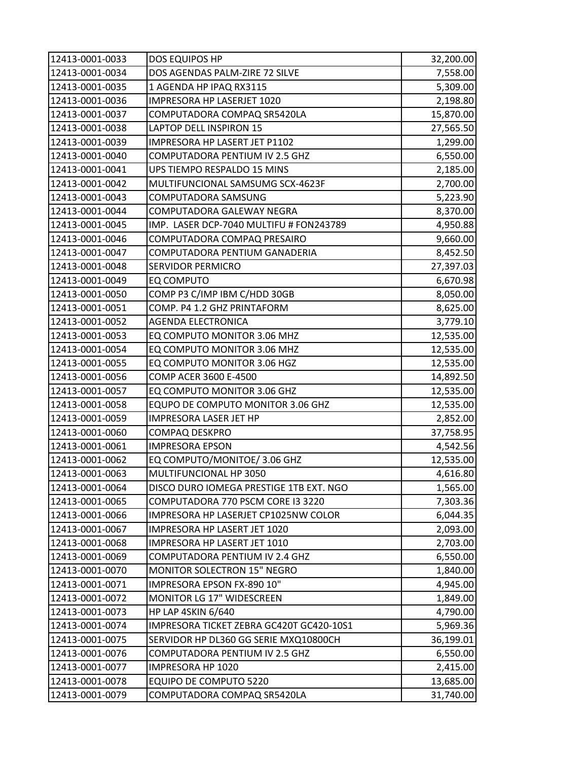| | | |
|---|---|---|
| 12413-0001-0033 | DOS EQUIPOS HP | 32,200.00 |
| 12413-0001-0034 | DOS AGENDAS PALM-ZIRE 72 SILVE | 7,558.00 |
| 12413-0001-0035 | 1 AGENDA HP IPAQ RX3115 | 5,309.00 |
| 12413-0001-0036 | IMPRESORA HP LASERJET 1020 | 2,198.80 |
| 12413-0001-0037 | COMPUTADORA COMPAQ SR5420LA | 15,870.00 |
| 12413-0001-0038 | LAPTOP DELL INSPIRON 15 | 27,565.50 |
| 12413-0001-0039 | IMPRESORA HP LASERT JET P1102 | 1,299.00 |
| 12413-0001-0040 | COMPUTADORA PENTIUM IV 2.5 GHZ | 6,550.00 |
| 12413-0001-0041 | UPS TIEMPO RESPALDO 15 MINS | 2,185.00 |
| 12413-0001-0042 | MULTIFUNCIONAL SAMSUMG SCX-4623F | 2,700.00 |
| 12413-0001-0043 | COMPUTADORA SAMSUNG | 5,223.90 |
| 12413-0001-0044 | COMPUTADORA GALEWAY NEGRA | 8,370.00 |
| 12413-0001-0045 | IMP. LASER DCP-7040 MULTIFU # FON243789 | 4,950.88 |
| 12413-0001-0046 | COMPUTADORA COMPAQ PRESAIRO | 9,660.00 |
| 12413-0001-0047 | COMPUTADORA PENTIUM GANADERIA | 8,452.50 |
| 12413-0001-0048 | SERVIDOR PERMICRO | 27,397.03 |
| 12413-0001-0049 | EQ COMPUTO | 6,670.98 |
| 12413-0001-0050 | COMP P3 C/IMP IBM C/HDD 30GB | 8,050.00 |
| 12413-0001-0051 | COMP. P4 1.2 GHZ PRINTAFORM | 8,625.00 |
| 12413-0001-0052 | AGENDA ELECTRONICA | 3,779.10 |
| 12413-0001-0053 | EQ COMPUTO MONITOR 3.06 MHZ | 12,535.00 |
| 12413-0001-0054 | EQ COMPUTO MONITOR 3.06 MHZ | 12,535.00 |
| 12413-0001-0055 | EQ COMPUTO MONITOR 3.06 HGZ | 12,535.00 |
| 12413-0001-0056 | COMP ACER 3600 E-4500 | 14,892.50 |
| 12413-0001-0057 | EQ COMPUTO MONITOR 3.06 GHZ | 12,535.00 |
| 12413-0001-0058 | EQUPO DE COMPUTO MONITOR 3.06 GHZ | 12,535.00 |
| 12413-0001-0059 | IMPRESORA LASER JET HP | 2,852.00 |
| 12413-0001-0060 | COMPAQ DESKPRO | 37,758.95 |
| 12413-0001-0061 | IMPRESORA EPSON | 4,542.56 |
| 12413-0001-0062 | EQ COMPUTO/MONITOE/ 3.06 GHZ | 12,535.00 |
| 12413-0001-0063 | MULTIFUNCIONAL HP 3050 | 4,616.80 |
| 12413-0001-0064 | DISCO DURO IOMEGA PRESTIGE 1TB EXT. NGO | 1,565.00 |
| 12413-0001-0065 | COMPUTADORA 770 PSCM CORE I3 3220 | 7,303.36 |
| 12413-0001-0066 | IMPRESORA HP LASERJET CP1025NW COLOR | 6,044.35 |
| 12413-0001-0067 | IMPRESORA HP LASERT JET 1020 | 2,093.00 |
| 12413-0001-0068 | IMPRESORA HP LASERT JET 1010 | 2,703.00 |
| 12413-0001-0069 | COMPUTADORA PENTIUM IV 2.4 GHZ | 6,550.00 |
| 12413-0001-0070 | MONITOR SOLECTRON 15" NEGRO | 1,840.00 |
| 12413-0001-0071 | IMPRESORA EPSON FX-890 10" | 4,945.00 |
| 12413-0001-0072 | MONITOR LG 17" WIDESCREEN | 1,849.00 |
| 12413-0001-0073 | HP LAP 4SKIN 6/640 | 4,790.00 |
| 12413-0001-0074 | IMPRESORA TICKET ZEBRA GC420T GC420-10S1 | 5,969.36 |
| 12413-0001-0075 | SERVIDOR HP DL360 GG SERIE MXQ10800CH | 36,199.01 |
| 12413-0001-0076 | COMPUTADORA PENTIUM IV 2.5 GHZ | 6,550.00 |
| 12413-0001-0077 | IMPRESORA HP 1020 | 2,415.00 |
| 12413-0001-0078 | EQUIPO DE COMPUTO 5220 | 13,685.00 |
| 12413-0001-0079 | COMPUTADORA COMPAQ SR5420LA | 31,740.00 |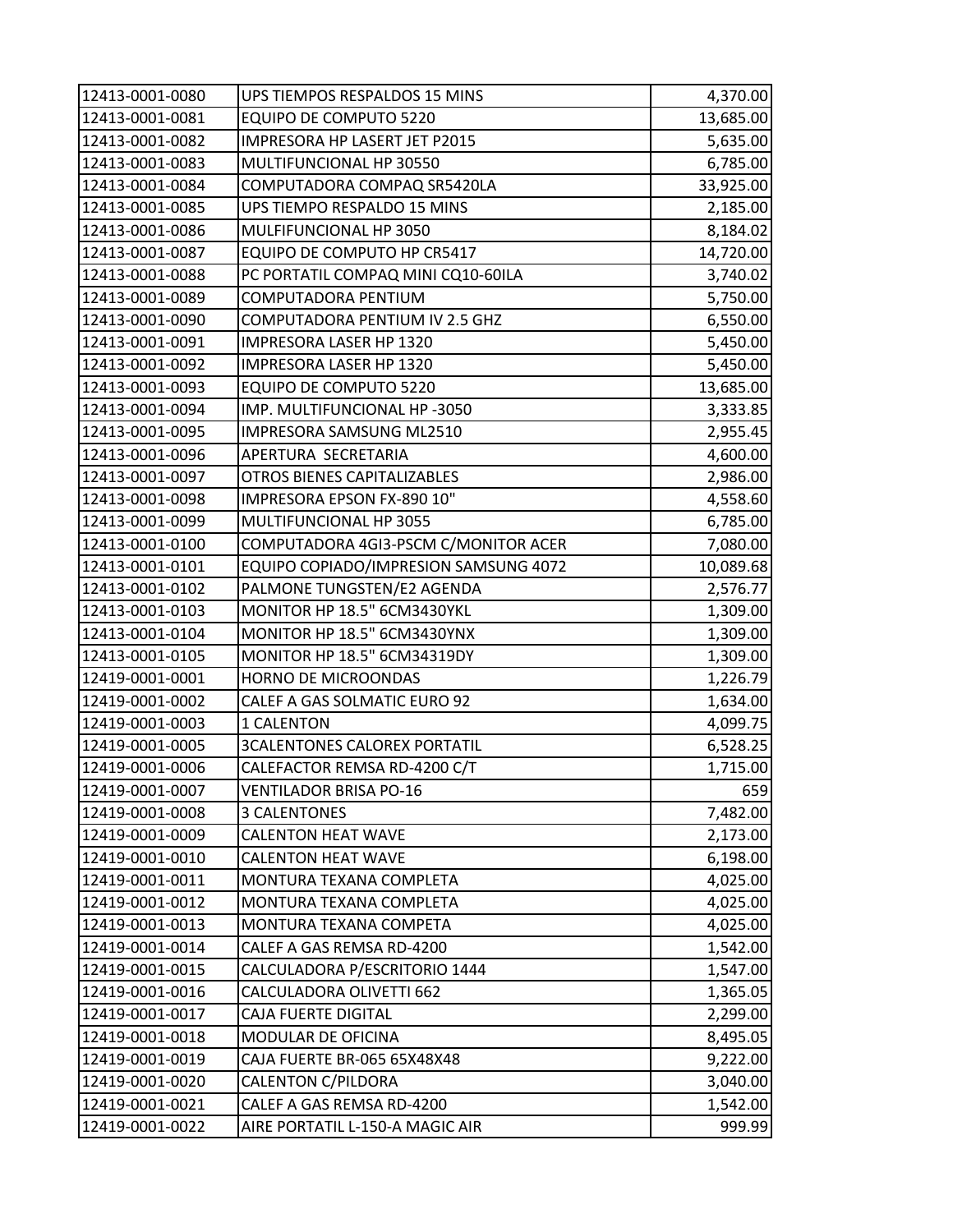| | | |
|---|---|---|
| 12413-0001-0080 | UPS TIEMPOS RESPALDOS 15 MINS | 4,370.00 |
| 12413-0001-0081 | EQUIPO DE COMPUTO 5220 | 13,685.00 |
| 12413-0001-0082 | IMPRESORA HP LASERT JET P2015 | 5,635.00 |
| 12413-0001-0083 | MULTIFUNCIONAL HP 30550 | 6,785.00 |
| 12413-0001-0084 | COMPUTADORA COMPAQ SR5420LA | 33,925.00 |
| 12413-0001-0085 | UPS TIEMPO RESPALDO 15 MINS | 2,185.00 |
| 12413-0001-0086 | MULFIFUNCIONAL HP 3050 | 8,184.02 |
| 12413-0001-0087 | EQUIPO DE COMPUTO HP CR5417 | 14,720.00 |
| 12413-0001-0088 | PC PORTATIL COMPAQ MINI CQ10-60ILA | 3,740.02 |
| 12413-0001-0089 | COMPUTADORA PENTIUM | 5,750.00 |
| 12413-0001-0090 | COMPUTADORA PENTIUM IV 2.5 GHZ | 6,550.00 |
| 12413-0001-0091 | IMPRESORA LASER HP 1320 | 5,450.00 |
| 12413-0001-0092 | IMPRESORA LASER HP 1320 | 5,450.00 |
| 12413-0001-0093 | EQUIPO DE COMPUTO 5220 | 13,685.00 |
| 12413-0001-0094 | IMP. MULTIFUNCIONAL HP -3050 | 3,333.85 |
| 12413-0001-0095 | IMPRESORA SAMSUNG ML2510 | 2,955.45 |
| 12413-0001-0096 | APERTURA SECRETARIA | 4,600.00 |
| 12413-0001-0097 | OTROS BIENES CAPITALIZABLES | 2,986.00 |
| 12413-0001-0098 | IMPRESORA EPSON FX-890 10" | 4,558.60 |
| 12413-0001-0099 | MULTIFUNCIONAL HP 3055 | 6,785.00 |
| 12413-0001-0100 | COMPUTADORA 4GI3-PSCM C/MONITOR ACER | 7,080.00 |
| 12413-0001-0101 | EQUIPO COPIADO/IMPRESION SAMSUNG 4072 | 10,089.68 |
| 12413-0001-0102 | PALMONE TUNGSTEN/E2 AGENDA | 2,576.77 |
| 12413-0001-0103 | MONITOR HP 18.5" 6CM3430YKL | 1,309.00 |
| 12413-0001-0104 | MONITOR HP 18.5" 6CM3430YNX | 1,309.00 |
| 12413-0001-0105 | MONITOR HP 18.5" 6CM34319DY | 1,309.00 |
| 12419-0001-0001 | HORNO DE MICROONDAS | 1,226.79 |
| 12419-0001-0002 | CALEF A GAS SOLMATIC EURO 92 | 1,634.00 |
| 12419-0001-0003 | 1 CALENTON | 4,099.75 |
| 12419-0001-0005 | 3CALENTONES CALOREX PORTATIL | 6,528.25 |
| 12419-0001-0006 | CALEFACTOR REMSA RD-4200 C/T | 1,715.00 |
| 12419-0001-0007 | VENTILADOR BRISA PO-16 | 659 |
| 12419-0001-0008 | 3 CALENTONES | 7,482.00 |
| 12419-0001-0009 | CALENTON HEAT WAVE | 2,173.00 |
| 12419-0001-0010 | CALENTON HEAT WAVE | 6,198.00 |
| 12419-0001-0011 | MONTURA TEXANA COMPLETA | 4,025.00 |
| 12419-0001-0012 | MONTURA TEXANA COMPLETA | 4,025.00 |
| 12419-0001-0013 | MONTURA TEXANA COMPETA | 4,025.00 |
| 12419-0001-0014 | CALEF A GAS REMSA RD-4200 | 1,542.00 |
| 12419-0001-0015 | CALCULADORA P/ESCRITORIO 1444 | 1,547.00 |
| 12419-0001-0016 | CALCULADORA OLIVETTI 662 | 1,365.05 |
| 12419-0001-0017 | CAJA FUERTE DIGITAL | 2,299.00 |
| 12419-0001-0018 | MODULAR DE OFICINA | 8,495.05 |
| 12419-0001-0019 | CAJA FUERTE BR-065 65X48X48 | 9,222.00 |
| 12419-0001-0020 | CALENTON C/PILDORA | 3,040.00 |
| 12419-0001-0021 | CALEF A GAS REMSA RD-4200 | 1,542.00 |
| 12419-0001-0022 | AIRE PORTATIL L-150-A MAGIC AIR | 999.99 |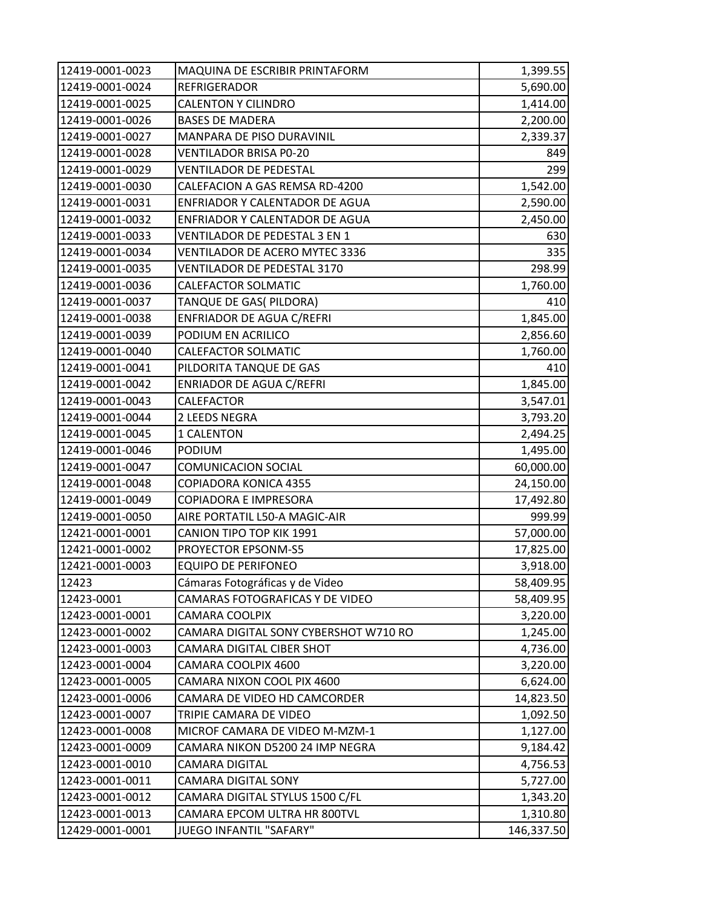| | | |
|---|---|---|
| 12419-0001-0023 | MAQUINA DE ESCRIBIR PRINTAFORM | 1,399.55 |
| 12419-0001-0024 | REFRIGERADOR | 5,690.00 |
| 12419-0001-0025 | CALENTON Y CILINDRO | 1,414.00 |
| 12419-0001-0026 | BASES DE MADERA | 2,200.00 |
| 12419-0001-0027 | MANPARA DE PISO DURAVINIL | 2,339.37 |
| 12419-0001-0028 | VENTILADOR BRISA P0-20 | 849 |
| 12419-0001-0029 | VENTILADOR DE PEDESTAL | 299 |
| 12419-0001-0030 | CALEFACION A GAS REMSA RD-4200 | 1,542.00 |
| 12419-0001-0031 | ENFRIADOR Y CALENTADOR DE AGUA | 2,590.00 |
| 12419-0001-0032 | ENFRIADOR Y CALENTADOR DE AGUA | 2,450.00 |
| 12419-0001-0033 | VENTILADOR DE PEDESTAL 3 EN 1 | 630 |
| 12419-0001-0034 | VENTILADOR DE ACERO MYTEC 3336 | 335 |
| 12419-0001-0035 | VENTILADOR DE PEDESTAL 3170 | 298.99 |
| 12419-0001-0036 | CALEFACTOR SOLMATIC | 1,760.00 |
| 12419-0001-0037 | TANQUE DE GAS( PILDORA) | 410 |
| 12419-0001-0038 | ENFRIADOR DE AGUA C/REFRI | 1,845.00 |
| 12419-0001-0039 | PODIUM EN ACRILICO | 2,856.60 |
| 12419-0001-0040 | CALEFACTOR SOLMATIC | 1,760.00 |
| 12419-0001-0041 | PILDORITA TANQUE DE GAS | 410 |
| 12419-0001-0042 | ENRIADOR DE AGUA C/REFRI | 1,845.00 |
| 12419-0001-0043 | CALEFACTOR | 3,547.01 |
| 12419-0001-0044 | 2 LEEDS NEGRA | 3,793.20 |
| 12419-0001-0045 | 1 CALENTON | 2,494.25 |
| 12419-0001-0046 | PODIUM | 1,495.00 |
| 12419-0001-0047 | COMUNICACION SOCIAL | 60,000.00 |
| 12419-0001-0048 | COPIADORA KONICA 4355 | 24,150.00 |
| 12419-0001-0049 | COPIADORA E IMPRESORA | 17,492.80 |
| 12419-0001-0050 | AIRE PORTATIL L50-A MAGIC-AIR | 999.99 |
| 12421-0001-0001 | CANION TIPO TOP KIK 1991 | 57,000.00 |
| 12421-0001-0002 | PROYECTOR EPSONM-S5 | 17,825.00 |
| 12421-0001-0003 | EQUIPO DE PERIFONEO | 3,918.00 |
| 12423 | Cámaras Fotográficas y de Video | 58,409.95 |
| 12423-0001 | CAMARAS FOTOGRAFICAS Y DE VIDEO | 58,409.95 |
| 12423-0001-0001 | CAMARA COOLPIX | 3,220.00 |
| 12423-0001-0002 | CAMARA DIGITAL SONY CYBERSHOT W710 RO | 1,245.00 |
| 12423-0001-0003 | CAMARA DIGITAL CIBER SHOT | 4,736.00 |
| 12423-0001-0004 | CAMARA COOLPIX 4600 | 3,220.00 |
| 12423-0001-0005 | CAMARA NIXON COOL PIX 4600 | 6,624.00 |
| 12423-0001-0006 | CAMARA DE VIDEO HD CAMCORDER | 14,823.50 |
| 12423-0001-0007 | TRIPIE CAMARA DE VIDEO | 1,092.50 |
| 12423-0001-0008 | MICROF CAMARA DE VIDEO M-MZM-1 | 1,127.00 |
| 12423-0001-0009 | CAMARA NIKON D5200 24 IMP NEGRA | 9,184.42 |
| 12423-0001-0010 | CAMARA DIGITAL | 4,756.53 |
| 12423-0001-0011 | CAMARA DIGITAL SONY | 5,727.00 |
| 12423-0001-0012 | CAMARA DIGITAL STYLUS 1500 C/FL | 1,343.20 |
| 12423-0001-0013 | CAMARA EPCOM ULTRA HR 800TVL | 1,310.80 |
| 12429-0001-0001 | JUEGO INFANTIL "SAFARY" | 146,337.50 |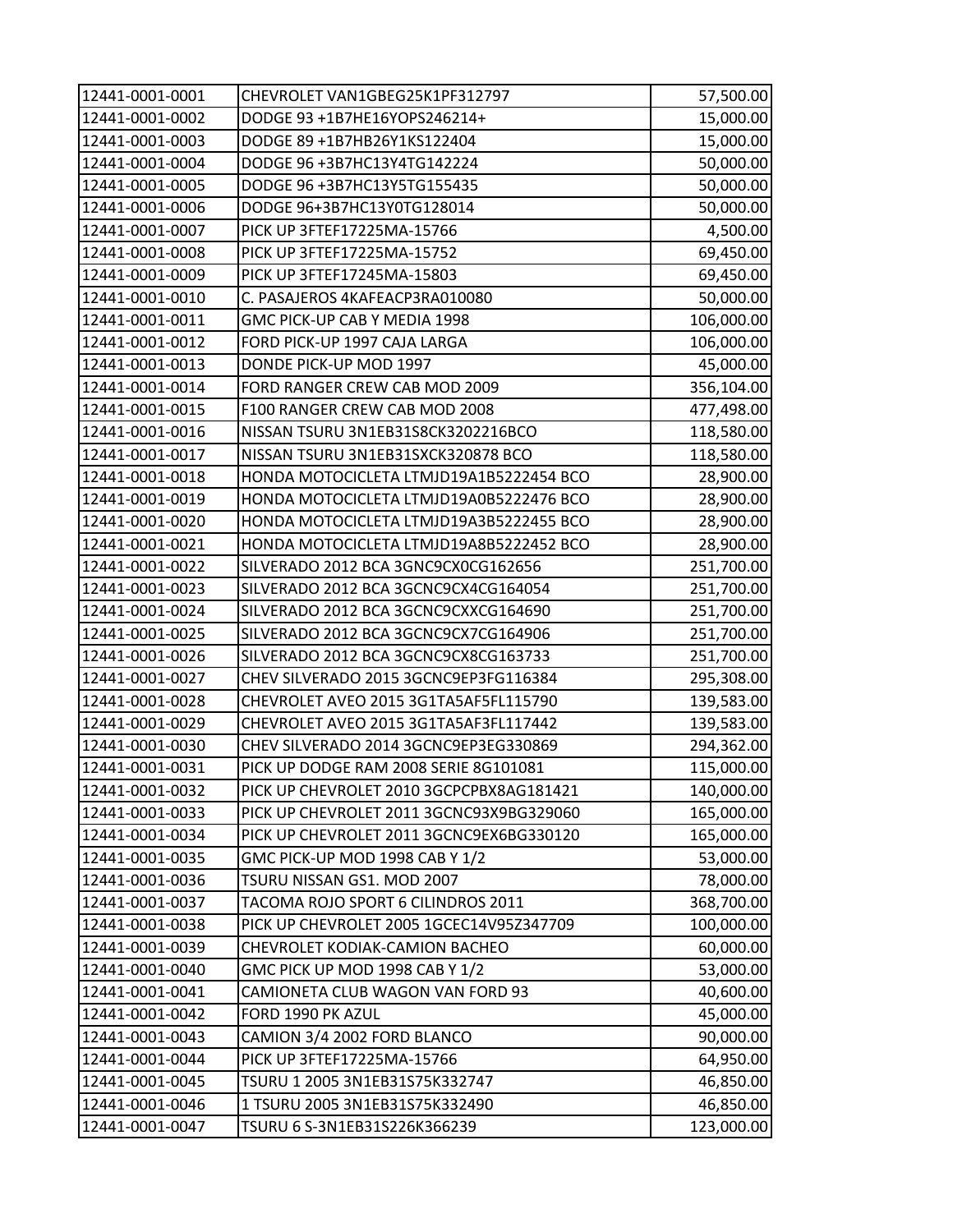| 12441-0001-0001 | CHEVROLET VAN1GBEG25K1PF312797 | 57,500.00 |
|---|---|---|
| 12441-0001-0002 | DODGE 93 +1B7HE16YOPS246214+ | 15,000.00 |
| 12441-0001-0003 | DODGE 89 +1B7HB26Y1KS122404 | 15,000.00 |
| 12441-0001-0004 | DODGE 96 +3B7HC13Y4TG142224 | 50,000.00 |
| 12441-0001-0005 | DODGE 96 +3B7HC13Y5TG155435 | 50,000.00 |
| 12441-0001-0006 | DODGE 96+3B7HC13Y0TG128014 | 50,000.00 |
| 12441-0001-0007 | PICK UP 3FTEF17225MA-15766 | 4,500.00 |
| 12441-0001-0008 | PICK UP 3FTEF17225MA-15752 | 69,450.00 |
| 12441-0001-0009 | PICK UP 3FTEF17245MA-15803 | 69,450.00 |
| 12441-0001-0010 | C. PASAJEROS 4KAFEACP3RA010080 | 50,000.00 |
| 12441-0001-0011 | GMC PICK-UP CAB Y MEDIA 1998 | 106,000.00 |
| 12441-0001-0012 | FORD PICK-UP 1997 CAJA LARGA | 106,000.00 |
| 12441-0001-0013 | DONDE PICK-UP MOD 1997 | 45,000.00 |
| 12441-0001-0014 | FORD RANGER CREW CAB MOD 2009 | 356,104.00 |
| 12441-0001-0015 | F100 RANGER CREW CAB MOD 2008 | 477,498.00 |
| 12441-0001-0016 | NISSAN TSURU 3N1EB31S8CK3202216BCO | 118,580.00 |
| 12441-0001-0017 | NISSAN TSURU 3N1EB31SXCK320878 BCO | 118,580.00 |
| 12441-0001-0018 | HONDA MOTOCICLETA LTMJD19A1B5222454 BCO | 28,900.00 |
| 12441-0001-0019 | HONDA MOTOCICLETA LTMJD19A0B5222476 BCO | 28,900.00 |
| 12441-0001-0020 | HONDA MOTOCICLETA LTMJD19A3B5222455 BCO | 28,900.00 |
| 12441-0001-0021 | HONDA MOTOCICLETA LTMJD19A8B5222452 BCO | 28,900.00 |
| 12441-0001-0022 | SILVERADO 2012 BCA 3GNC9CX0CG162656 | 251,700.00 |
| 12441-0001-0023 | SILVERADO 2012 BCA 3GCNC9CX4CG164054 | 251,700.00 |
| 12441-0001-0024 | SILVERADO 2012 BCA 3GCNC9CXXCG164690 | 251,700.00 |
| 12441-0001-0025 | SILVERADO 2012 BCA 3GCNC9CX7CG164906 | 251,700.00 |
| 12441-0001-0026 | SILVERADO 2012 BCA 3GCNC9CX8CG163733 | 251,700.00 |
| 12441-0001-0027 | CHEV SILVERADO 2015 3GCNC9EP3FG116384 | 295,308.00 |
| 12441-0001-0028 | CHEVROLET AVEO 2015 3G1TA5AF5FL115790 | 139,583.00 |
| 12441-0001-0029 | CHEVROLET AVEO 2015 3G1TA5AF3FL117442 | 139,583.00 |
| 12441-0001-0030 | CHEV SILVERADO 2014 3GCNC9EP3EG330869 | 294,362.00 |
| 12441-0001-0031 | PICK UP DODGE RAM 2008 SERIE 8G101081 | 115,000.00 |
| 12441-0001-0032 | PICK UP CHEVROLET 2010 3GCPCPBX8AG181421 | 140,000.00 |
| 12441-0001-0033 | PICK UP CHEVROLET 2011 3GCNC93X9BG329060 | 165,000.00 |
| 12441-0001-0034 | PICK UP CHEVROLET 2011 3GCNC9EX6BG330120 | 165,000.00 |
| 12441-0001-0035 | GMC PICK-UP MOD 1998 CAB Y 1/2 | 53,000.00 |
| 12441-0001-0036 | TSURU NISSAN GS1. MOD 2007 | 78,000.00 |
| 12441-0001-0037 | TACOMA ROJO SPORT 6 CILINDROS 2011 | 368,700.00 |
| 12441-0001-0038 | PICK UP CHEVROLET 2005 1GCEC14V95Z347709 | 100,000.00 |
| 12441-0001-0039 | CHEVROLET KODIAK-CAMION BACHEO | 60,000.00 |
| 12441-0001-0040 | GMC PICK UP MOD 1998 CAB Y 1/2 | 53,000.00 |
| 12441-0001-0041 | CAMIONETA CLUB WAGON VAN FORD 93 | 40,600.00 |
| 12441-0001-0042 | FORD 1990 PK AZUL | 45,000.00 |
| 12441-0001-0043 | CAMION 3/4 2002 FORD BLANCO | 90,000.00 |
| 12441-0001-0044 | PICK UP 3FTEF17225MA-15766 | 64,950.00 |
| 12441-0001-0045 | TSURU 1 2005 3N1EB31S75K332747 | 46,850.00 |
| 12441-0001-0046 | 1 TSURU 2005 3N1EB31S75K332490 | 46,850.00 |
| 12441-0001-0047 | TSURU 6 S-3N1EB31S226K366239 | 123,000.00 |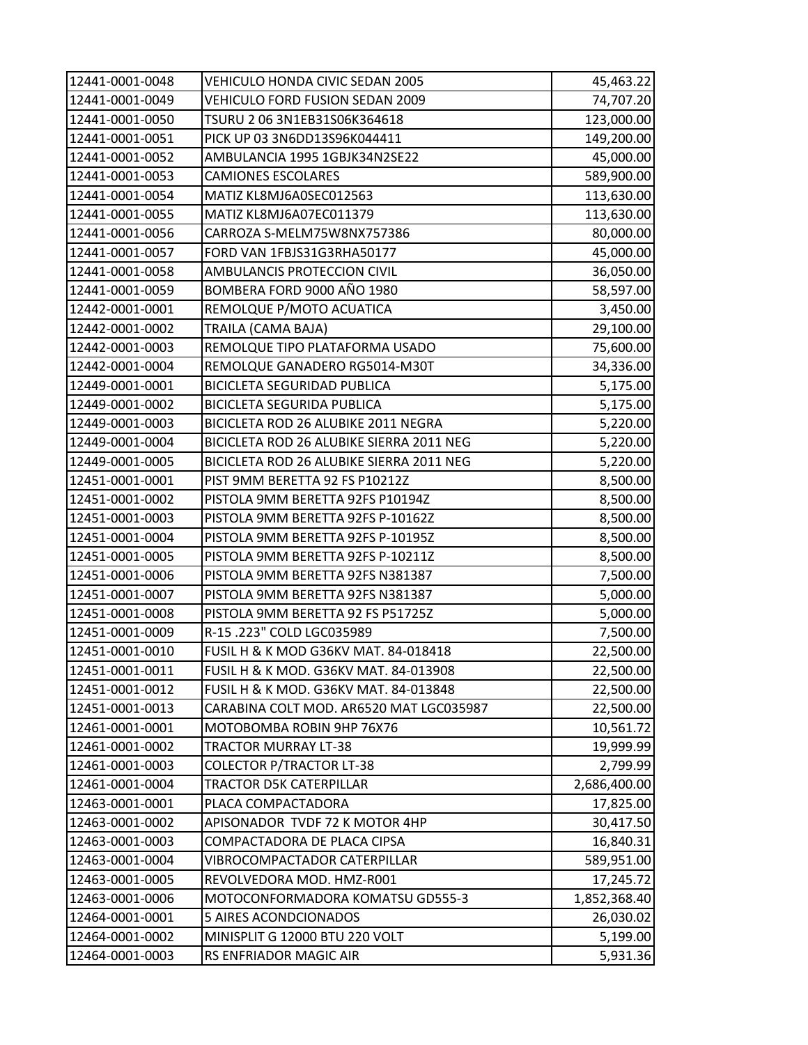| | | |
|---|---|---|
| 12441-0001-0048 | VEHICULO HONDA CIVIC SEDAN 2005 | 45,463.22 |
| 12441-0001-0049 | VEHICULO FORD FUSION SEDAN 2009 | 74,707.20 |
| 12441-0001-0050 | TSURU 2 06 3N1EB31S06K364618 | 123,000.00 |
| 12441-0001-0051 | PICK UP 03 3N6DD13S96K044411 | 149,200.00 |
| 12441-0001-0052 | AMBULANCIA 1995 1GBJK34N2SE22 | 45,000.00 |
| 12441-0001-0053 | CAMIONES ESCOLARES | 589,900.00 |
| 12441-0001-0054 | MATIZ KL8MJ6A0SEC012563 | 113,630.00 |
| 12441-0001-0055 | MATIZ KL8MJ6A07EC011379 | 113,630.00 |
| 12441-0001-0056 | CARROZA S-MELM75W8NX757386 | 80,000.00 |
| 12441-0001-0057 | FORD VAN 1FBJS31G3RHA50177 | 45,000.00 |
| 12441-0001-0058 | AMBULANCIS PROTECCION CIVIL | 36,050.00 |
| 12441-0001-0059 | BOMBERA FORD 9000 AÑO 1980 | 58,597.00 |
| 12442-0001-0001 | REMOLQUE P/MOTO ACUATICA | 3,450.00 |
| 12442-0001-0002 | TRAILA (CAMA BAJA) | 29,100.00 |
| 12442-0001-0003 | REMOLQUE TIPO PLATAFORMA USADO | 75,600.00 |
| 12442-0001-0004 | REMOLQUE GANADERO RG5014-M30T | 34,336.00 |
| 12449-0001-0001 | BICICLETA SEGURIDAD PUBLICA | 5,175.00 |
| 12449-0001-0002 | BICICLETA SEGURIDA PUBLICA | 5,175.00 |
| 12449-0001-0003 | BICICLETA ROD 26 ALUBIKE 2011 NEGRA | 5,220.00 |
| 12449-0001-0004 | BICICLETA ROD 26 ALUBIKE SIERRA 2011 NEG | 5,220.00 |
| 12449-0001-0005 | BICICLETA ROD 26 ALUBIKE SIERRA 2011 NEG | 5,220.00 |
| 12451-0001-0001 | PIST 9MM BERETTA 92 FS P10212Z | 8,500.00 |
| 12451-0001-0002 | PISTOLA 9MM BERETTA 92FS P10194Z | 8,500.00 |
| 12451-0001-0003 | PISTOLA 9MM BERETTA 92FS P-10162Z | 8,500.00 |
| 12451-0001-0004 | PISTOLA 9MM BERETTA 92FS P-10195Z | 8,500.00 |
| 12451-0001-0005 | PISTOLA 9MM BERETTA 92FS P-10211Z | 8,500.00 |
| 12451-0001-0006 | PISTOLA 9MM BERETTA 92FS N381387 | 7,500.00 |
| 12451-0001-0007 | PISTOLA 9MM BERETTA 92FS N381387 | 5,000.00 |
| 12451-0001-0008 | PISTOLA 9MM BERETTA 92 FS P51725Z | 5,000.00 |
| 12451-0001-0009 | R-15 .223" COLD LGC035989 | 7,500.00 |
| 12451-0001-0010 | FUSIL H & K MOD G36KV MAT. 84-018418 | 22,500.00 |
| 12451-0001-0011 | FUSIL H & K MOD. G36KV MAT. 84-013908 | 22,500.00 |
| 12451-0001-0012 | FUSIL H & K MOD. G36KV MAT. 84-013848 | 22,500.00 |
| 12451-0001-0013 | CARABINA COLT MOD. AR6520 MAT LGC035987 | 22,500.00 |
| 12461-0001-0001 | MOTOBOMBA ROBIN 9HP 76X76 | 10,561.72 |
| 12461-0001-0002 | TRACTOR MURRAY LT-38 | 19,999.99 |
| 12461-0001-0003 | COLECTOR P/TRACTOR LT-38 | 2,799.99 |
| 12461-0001-0004 | TRACTOR D5K CATERPILLAR | 2,686,400.00 |
| 12463-0001-0001 | PLACA COMPACTADORA | 17,825.00 |
| 12463-0001-0002 | APISONADOR TVDF 72 K MOTOR 4HP | 30,417.50 |
| 12463-0001-0003 | COMPACTADORA DE PLACA CIPSA | 16,840.31 |
| 12463-0001-0004 | VIBROCOMPACTADOR CATERPILLAR | 589,951.00 |
| 12463-0001-0005 | REVOLVEDORA MOD. HMZ-R001 | 17,245.72 |
| 12463-0001-0006 | MOTOCONFORMADORA KOMATSU GD555-3 | 1,852,368.40 |
| 12464-0001-0001 | 5 AIRES ACONDCIONADOS | 26,030.02 |
| 12464-0001-0002 | MINISPLIT G 12000 BTU 220 VOLT | 5,199.00 |
| 12464-0001-0003 | RS ENFRIADOR MAGIC AIR | 5,931.36 |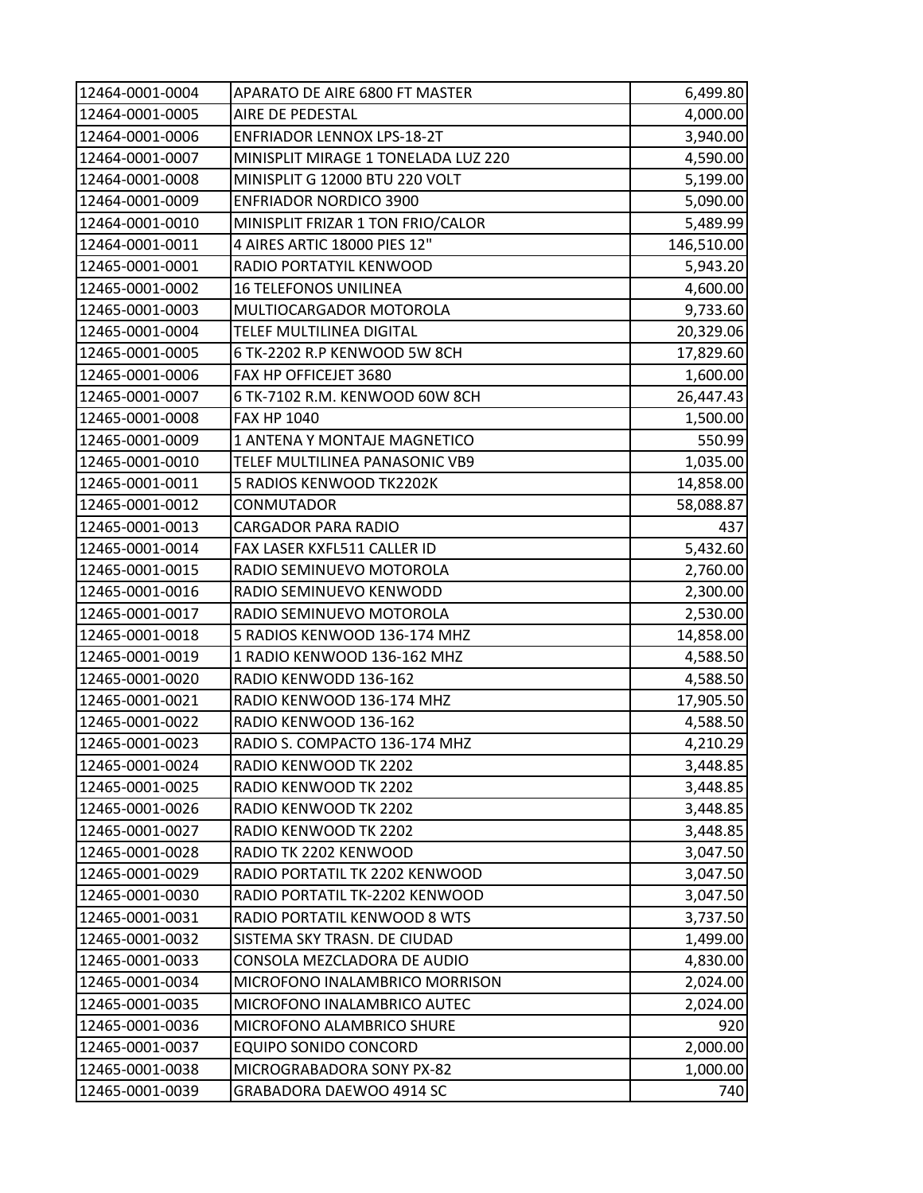| 12464-0001-0004 | APARATO DE AIRE 6800 FT MASTER | 6,499.80 |
|---|---|---|
| 12464-0001-0005 | AIRE DE PEDESTAL | 4,000.00 |
| 12464-0001-0006 | ENFRIADOR LENNOX LPS-18-2T | 3,940.00 |
| 12464-0001-0007 | MINISPLIT MIRAGE 1 TONELADA LUZ 220 | 4,590.00 |
| 12464-0001-0008 | MINISPLIT G 12000 BTU 220 VOLT | 5,199.00 |
| 12464-0001-0009 | ENFRIADOR NORDICO 3900 | 5,090.00 |
| 12464-0001-0010 | MINISPLIT FRIZAR 1 TON FRIO/CALOR | 5,489.99 |
| 12464-0001-0011 | 4 AIRES ARTIC 18000 PIES 12" | 146,510.00 |
| 12465-0001-0001 | RADIO PORTATYIL KENWOOD | 5,943.20 |
| 12465-0001-0002 | 16 TELEFONOS UNILINEA | 4,600.00 |
| 12465-0001-0003 | MULTIOCARGADOR MOTOROLA | 9,733.60 |
| 12465-0001-0004 | TELEF MULTILINEA DIGITAL | 20,329.06 |
| 12465-0001-0005 | 6 TK-2202 R.P KENWOOD 5W 8CH | 17,829.60 |
| 12465-0001-0006 | FAX HP OFFICEJET 3680 | 1,600.00 |
| 12465-0001-0007 | 6 TK-7102 R.M. KENWOOD 60W 8CH | 26,447.43 |
| 12465-0001-0008 | FAX HP 1040 | 1,500.00 |
| 12465-0001-0009 | 1 ANTENA Y MONTAJE MAGNETICO | 550.99 |
| 12465-0001-0010 | TELEF MULTILINEA PANASONIC VB9 | 1,035.00 |
| 12465-0001-0011 | 5 RADIOS KENWOOD TK2202K | 14,858.00 |
| 12465-0001-0012 | CONMUTADOR | 58,088.87 |
| 12465-0001-0013 | CARGADOR PARA RADIO | 437 |
| 12465-0001-0014 | FAX LASER KXFL511 CALLER ID | 5,432.60 |
| 12465-0001-0015 | RADIO SEMINUEVO MOTOROLA | 2,760.00 |
| 12465-0001-0016 | RADIO SEMINUEVO KENWODD | 2,300.00 |
| 12465-0001-0017 | RADIO SEMINUEVO MOTOROLA | 2,530.00 |
| 12465-0001-0018 | 5 RADIOS KENWOOD 136-174 MHZ | 14,858.00 |
| 12465-0001-0019 | 1 RADIO KENWOOD 136-162 MHZ | 4,588.50 |
| 12465-0001-0020 | RADIO KENWODD 136-162 | 4,588.50 |
| 12465-0001-0021 | RADIO KENWOOD 136-174 MHZ | 17,905.50 |
| 12465-0001-0022 | RADIO KENWOOD 136-162 | 4,588.50 |
| 12465-0001-0023 | RADIO S. COMPACTO 136-174 MHZ | 4,210.29 |
| 12465-0001-0024 | RADIO KENWOOD TK 2202 | 3,448.85 |
| 12465-0001-0025 | RADIO KENWOOD TK 2202 | 3,448.85 |
| 12465-0001-0026 | RADIO KENWOOD TK 2202 | 3,448.85 |
| 12465-0001-0027 | RADIO KENWOOD TK 2202 | 3,448.85 |
| 12465-0001-0028 | RADIO TK 2202 KENWOOD | 3,047.50 |
| 12465-0001-0029 | RADIO PORTATIL TK 2202 KENWOOD | 3,047.50 |
| 12465-0001-0030 | RADIO PORTATIL TK-2202 KENWOOD | 3,047.50 |
| 12465-0001-0031 | RADIO PORTATIL KENWOOD 8 WTS | 3,737.50 |
| 12465-0001-0032 | SISTEMA SKY TRASN. DE CIUDAD | 1,499.00 |
| 12465-0001-0033 | CONSOLA MEZCLADORA DE AUDIO | 4,830.00 |
| 12465-0001-0034 | MICROFONO INALAMBRICO MORRISON | 2,024.00 |
| 12465-0001-0035 | MICROFONO INALAMBRICO AUTEC | 2,024.00 |
| 12465-0001-0036 | MICROFONO ALAMBRICO SHURE | 920 |
| 12465-0001-0037 | EQUIPO SONIDO CONCORD | 2,000.00 |
| 12465-0001-0038 | MICROGRABADORA SONY PX-82 | 1,000.00 |
| 12465-0001-0039 | GRABADORA DAEWOO 4914 SC | 740 |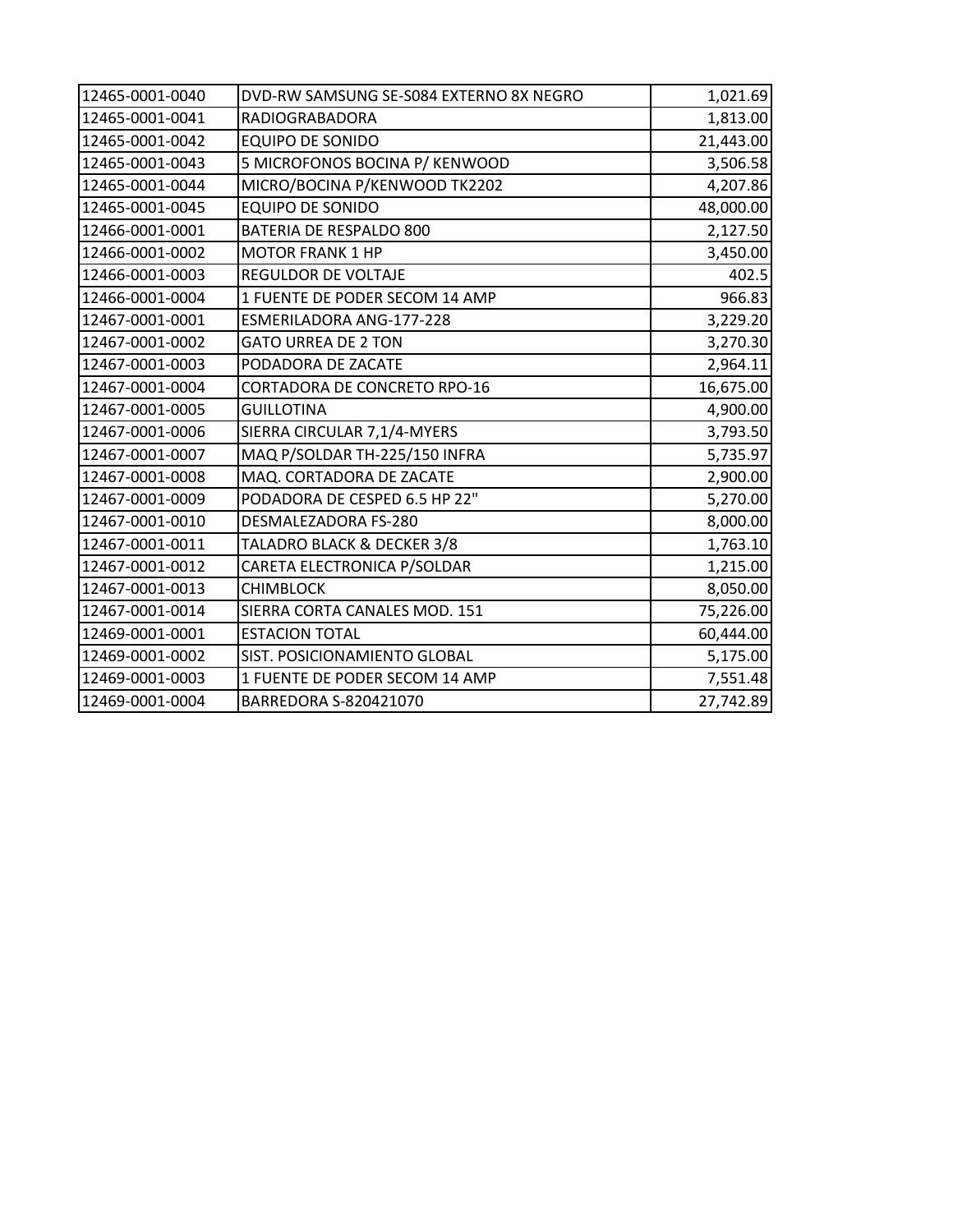| | | |
|---|---|---|
| 12465-0001-0040 | DVD-RW SAMSUNG SE-S084 EXTERNO 8X NEGRO | 1,021.69 |
| 12465-0001-0041 | RADIOGRABADORA | 1,813.00 |
| 12465-0001-0042 | EQUIPO DE SONIDO | 21,443.00 |
| 12465-0001-0043 | 5 MICROFONOS BOCINA P/ KENWOOD | 3,506.58 |
| 12465-0001-0044 | MICRO/BOCINA P/KENWOOD TK2202 | 4,207.86 |
| 12465-0001-0045 | EQUIPO DE SONIDO | 48,000.00 |
| 12466-0001-0001 | BATERIA DE RESPALDO 800 | 2,127.50 |
| 12466-0001-0002 | MOTOR FRANK 1 HP | 3,450.00 |
| 12466-0001-0003 | REGULDOR DE VOLTAJE | 402.5 |
| 12466-0001-0004 | 1 FUENTE DE PODER SECOM 14 AMP | 966.83 |
| 12467-0001-0001 | ESMERILADORA ANG-177-228 | 3,229.20 |
| 12467-0001-0002 | GATO URREA DE 2 TON | 3,270.30 |
| 12467-0001-0003 | PODADORA DE ZACATE | 2,964.11 |
| 12467-0001-0004 | CORTADORA DE CONCRETO RPO-16 | 16,675.00 |
| 12467-0001-0005 | GUILLOTINA | 4,900.00 |
| 12467-0001-0006 | SIERRA CIRCULAR 7,1/4-MYERS | 3,793.50 |
| 12467-0001-0007 | MAQ P/SOLDAR TH-225/150 INFRA | 5,735.97 |
| 12467-0001-0008 | MAQ. CORTADORA DE ZACATE | 2,900.00 |
| 12467-0001-0009 | PODADORA DE CESPED 6.5 HP 22" | 5,270.00 |
| 12467-0001-0010 | DESMALEZADORA FS-280 | 8,000.00 |
| 12467-0001-0011 | TALADRO BLACK & DECKER 3/8 | 1,763.10 |
| 12467-0001-0012 | CARETA ELECTRONICA P/SOLDAR | 1,215.00 |
| 12467-0001-0013 | CHIMBLOCK | 8,050.00 |
| 12467-0001-0014 | SIERRA CORTA CANALES MOD. 151 | 75,226.00 |
| 12469-0001-0001 | ESTACION TOTAL | 60,444.00 |
| 12469-0001-0002 | SIST. POSICIONAMIENTO GLOBAL | 5,175.00 |
| 12469-0001-0003 | 1 FUENTE DE PODER SECOM 14 AMP | 7,551.48 |
| 12469-0001-0004 | BARREDORA S-820421070 | 27,742.89 |